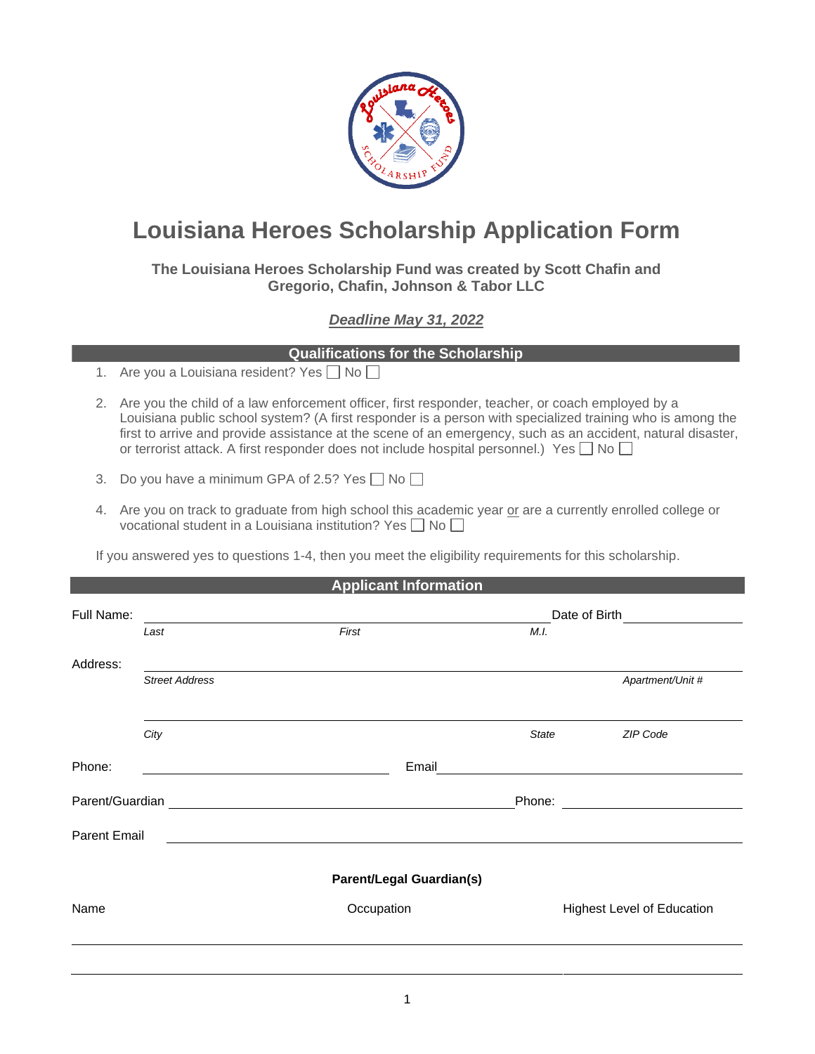# Louisiana Heroes Scholarship Application Form

**The Louisiana Heroes Scholarship Fund was created by Scott Chafin and Gregorio, Chafin, Johnson & Tabor LLC**

***Deadline May 31, 2022***

## Qualifications for the Scholarship

1. Are you a Louisiana resident? Yes ☐ No ☐
2. Are you the child of a law enforcement officer, first responder, teacher, or coach employed by a Louisiana public school system? (A first responder is a person with specialized training who is among the first to arrive and provide assistance at the scene of an emergency, such as an accident, natural disaster, or terrorist attack. A first responder does not include hospital personnel.) Yes ☐ No ☐
3. Do you have a minimum GPA of 2.5? Yes ☐ No ☐
4. Are you on track to graduate from high school this academic year or are a currently enrolled college or vocational student in a Louisiana institution? Yes ☐ No ☐

If you answered yes to questions 1-4, then you meet the eligibility requirements for this scholarship.

## Applicant Information

Full Name: ______________________________ Date of Birth ______________

*Last* *First* *M.I.*

Address: ______________________________________________

*Street Address* *Apartment/Unit #*

______________________________________________

*City* *State* *ZIP Code*

Phone: ____________________ Email ____________________

Parent/Guardian ____________________ Phone: ____________________

Parent Email ______________________________________________

**Parent/Legal Guardian(s)**

| Name | Occupation | Highest Level of Education |
|---|---|---|
| | | |
| | | |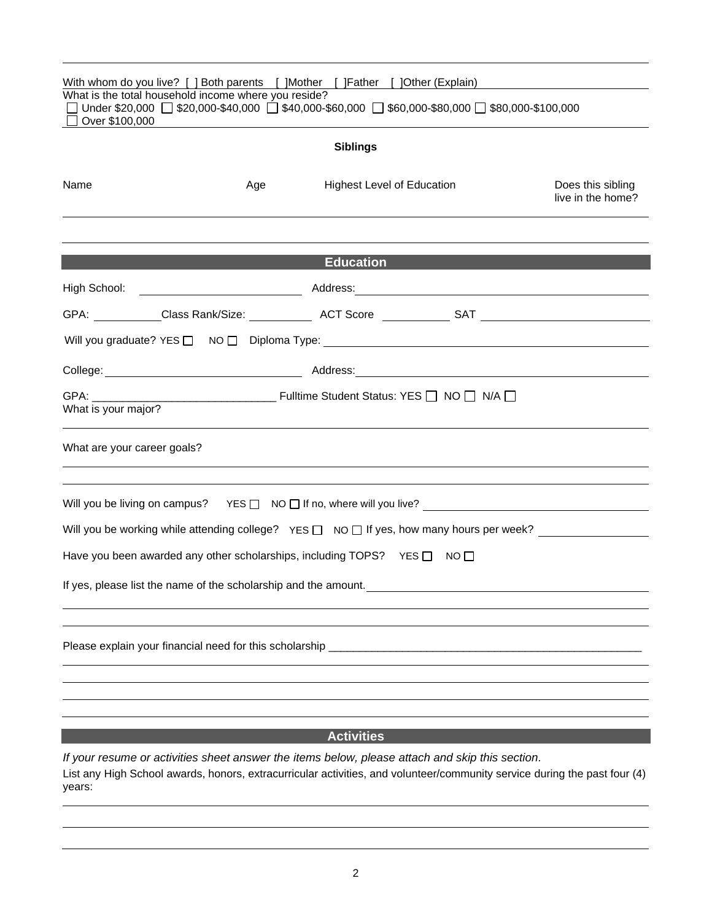With whom do you live? [ ] Both parents [ ]Mother [ ]Father [ ]Other (Explain)

What is the total household income where you reside?

☐ Under $20,000 ☐ $20,000-$40,000 ☐ $40,000-$60,000 ☐ $60,000-$80,000 ☐ $80,000-$100,000
☐ Over $100,000

### Siblings

| Name | Age | Highest Level of Education | Does this sibling live in the home? |
|---|---|---|---|
| | | | |
| | | | |

## Education

High School: ____________________ Address: ____________________

GPA: __________ Class Rank/Size: __________ ACT Score __________ SAT __________

Will you graduate? YES ☐ NO ☐ Diploma Type: ____________________

College: ____________________ Address: ____________________

GPA: ______________________________ Fulltime Student Status: YES ☐ NO ☐ N/A ☐

What is your major?

What are your career goals?

Will you be living on campus? YES ☐ NO ☐ If no, where will you live? ____________________

Will you be working while attending college? YES ☐ NO ☐ If yes, how many hours per week? __________

Have you been awarded any other scholarships, including TOPS? YES ☐ NO ☐

If yes, please list the name of the scholarship and the amount. ____________________

Please explain your financial need for this scholarship ______________________________

## Activities

*If your resume or activities sheet answer the items below, please attach and skip this section.*

List any High School awards, honors, extracurricular activities, and volunteer/community service during the past four (4) years: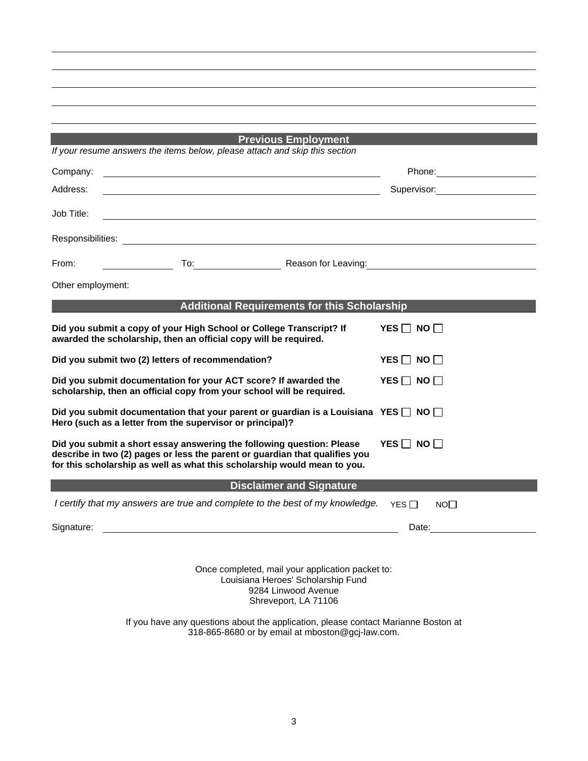## Previous Employment

*If your resume answers the items below, please attach and skip this section*

Company: ______________________________ Phone: ______________

Address: ______________________________ Supervisor: ______________

Job Title: ______________________________

Responsibilities: ______________________________

From: __________ To: __________ Reason for Leaving: ______________

Other employment:

## Additional Requirements for this Scholarship

| | |
|---|---|
| **Did you submit a copy of your High School or College Transcript? If awarded the scholarship, then an official copy will be required.** | **YES ☐ NO ☐** |
| **Did you submit two (2) letters of recommendation?** | **YES ☐ NO ☐** |
| **Did you submit documentation for your ACT score? If awarded the scholarship, then an official copy from your school will be required.** | **YES ☐ NO ☐** |
| **Did you submit documentation that your parent or guardian is a Louisiana Hero (such as a letter from the supervisor or principal)?** | **YES ☐ NO ☐** |
| **Did you submit a short essay answering the following question: Please describe in two (2) pages or less the parent or guardian that qualifies you for this scholarship as well as what this scholarship would mean to you.** | **YES ☐ NO ☐** |

## Disclaimer and Signature

*I certify that my answers are true and complete to the best of my knowledge.* YES ☐ NO ☐

Signature: ______________________________ Date: ______________

Once completed, mail your application packet to:
Louisiana Heroes' Scholarship Fund
9284 Linwood Avenue
Shreveport, LA 71106

If you have any questions about the application, please contact Marianne Boston at 318-865-8680 or by email at mboston@gcj-law.com.